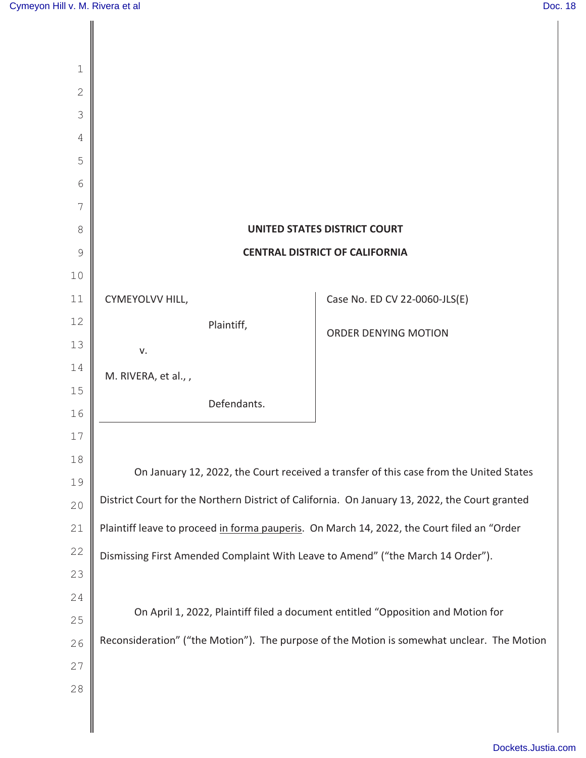**UNITED STATES DISTRICT COURT**

**CENTRAL DISTRICT OF CALIFORNIA**

| | |
|---|---|
| CYMEYOLVV HILL,<br><br>Plaintiff,<br><br>v.<br><br>M. RIVERA, et al., ,<br><br>Defendants. | Case No. ED CV 22-0060-JLS(E)<br><br>ORDER DENYING MOTION |

On January 12, 2022, the Court received a transfer of this case from the United States District Court for the Northern District of California. On January 13, 2022, the Court granted Plaintiff leave to proceed in forma pauperis. On March 14, 2022, the Court filed an "Order Dismissing First Amended Complaint With Leave to Amend" ("the March 14 Order").

On April 1, 2022, Plaintiff filed a document entitled "Opposition and Motion for Reconsideration" ("the Motion"). The purpose of the Motion is somewhat unclear. The Motion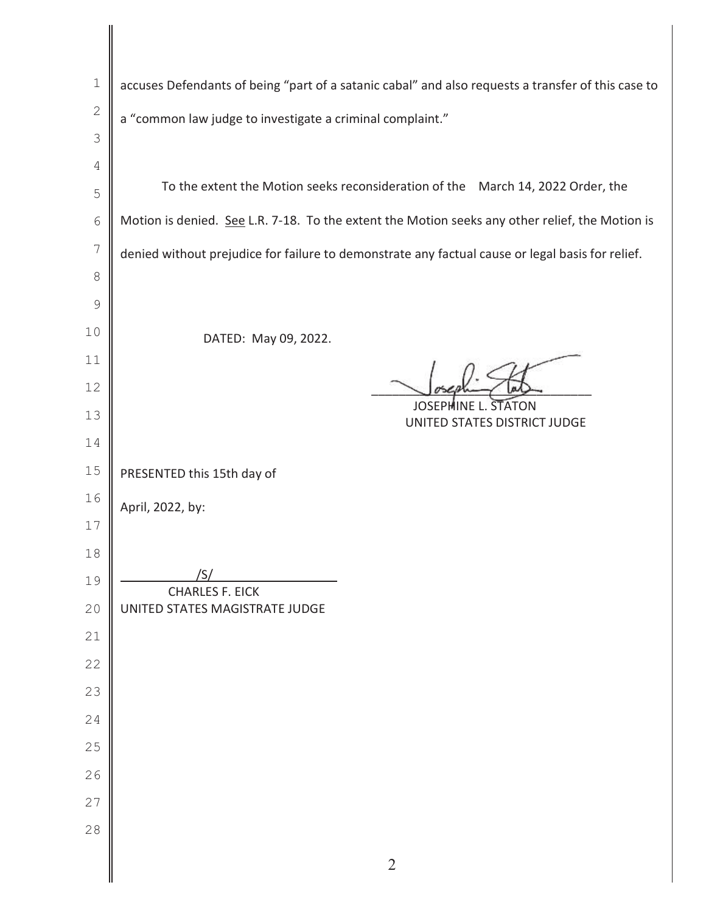accuses Defendants of being "part of a satanic cabal" and also requests a transfer of this case to a "common law judge to investigate a criminal complaint."

To the extent the Motion seeks reconsideration of the March 14, 2022 Order, the Motion is denied. See L.R. 7-18. To the extent the Motion seeks any other relief, the Motion is denied without prejudice for failure to demonstrate any factual cause or legal basis for relief.

DATED: May 09, 2022.

JOSEPHINE L. STATON
UNITED STATES DISTRICT JUDGE

PRESENTED this 15th day of April, 2022, by:

/S/
CHARLES F. EICK
UNITED STATES MAGISTRATE JUDGE